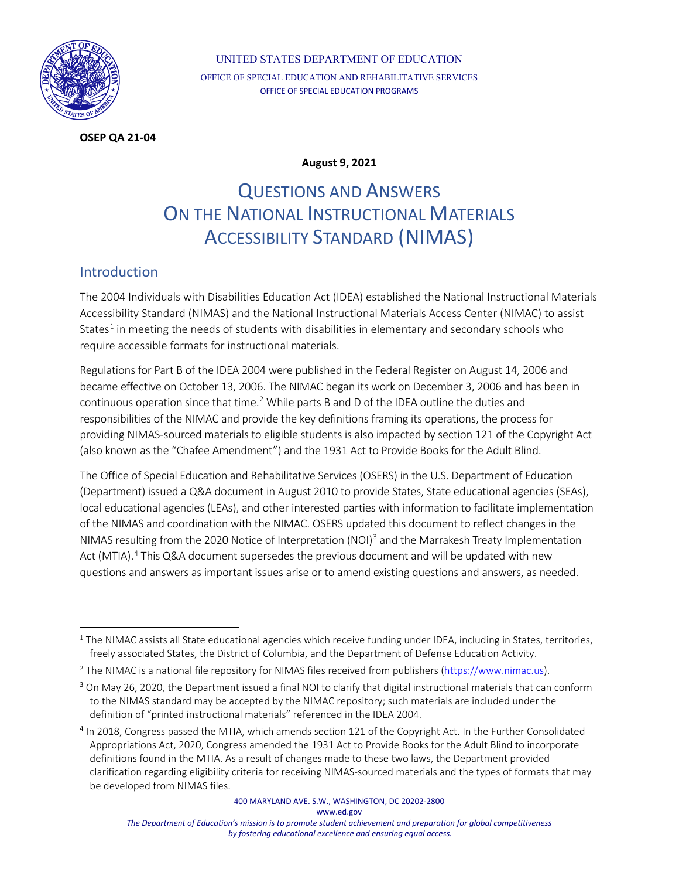UNITED STATES DEPARTMENT OF EDUCATION

OFFICE OF SPECIAL EDUCATION AND REHABILITATIVE SERVICES

OFFICE OF SPECIAL EDUCATION PROGRAMS

**OSEP QA 21-04**

**August 9, 2021**

# QUESTIONS AND ANSWERS ON THE NATIONAL INSTRUCTIONAL MATERIALS ACCESSIBILITY STANDARD (NIMAS)

## Introduction

The 2004 Individuals with Disabilities Education Act (IDEA) established the National Instructional Materials Accessibility Standard (NIMAS) and the National Instructional Materials Access Center (NIMAC) to assist States[1] in meeting the needs of students with disabilities in elementary and secondary schools who require accessible formats for instructional materials.

Regulations for Part B of the IDEA 2004 were published in the Federal Register on August 14, 2006 and became effective on October 13, 2006. The NIMAC began its work on December 3, 2006 and has been in continuous operation since that time.[2] While parts B and D of the IDEA outline the duties and responsibilities of the NIMAC and provide the key definitions framing its operations, the process for providing NIMAS-sourced materials to eligible students is also impacted by section 121 of the Copyright Act (also known as the "Chafee Amendment") and the 1931 Act to Provide Books for the Adult Blind.

The Office of Special Education and Rehabilitative Services (OSERS) in the U.S. Department of Education (Department) issued a Q&A document in August 2010 to provide States, State educational agencies (SEAs), local educational agencies (LEAs), and other interested parties with information to facilitate implementation of the NIMAS and coordination with the NIMAC. OSERS updated this document to reflect changes in the NIMAS resulting from the 2020 Notice of Interpretation (NOI)[3] and the Marrakesh Treaty Implementation Act (MTIA).[4] This Q&A document supersedes the previous document and will be updated with new questions and answers as important issues arise or to amend existing questions and answers, as needed.

---

[1] The NIMAC assists all State educational agencies which receive funding under IDEA, including in States, territories, freely associated States, the District of Columbia, and the Department of Defense Education Activity.

[2] The NIMAC is a national file repository for NIMAS files received from publishers (https://www.nimac.us).

[3] On May 26, 2020, the Department issued a final NOI to clarify that digital instructional materials that can conform to the NIMAS standard may be accepted by the NIMAC repository; such materials are included under the definition of "printed instructional materials" referenced in the IDEA 2004.

[4] In 2018, Congress passed the MTIA, which amends section 121 of the Copyright Act. In the Further Consolidated Appropriations Act, 2020, Congress amended the 1931 Act to Provide Books for the Adult Blind to incorporate definitions found in the MTIA. As a result of changes made to these two laws, the Department provided clarification regarding eligibility criteria for receiving NIMAS-sourced materials and the types of formats that may be developed from NIMAS files.

400 MARYLAND AVE. S.W., WASHINGTON, DC 20202-2800

www.ed.gov

*The Department of Education's mission is to promote student achievement and preparation for global competitiveness by fostering educational excellence and ensuring equal access.*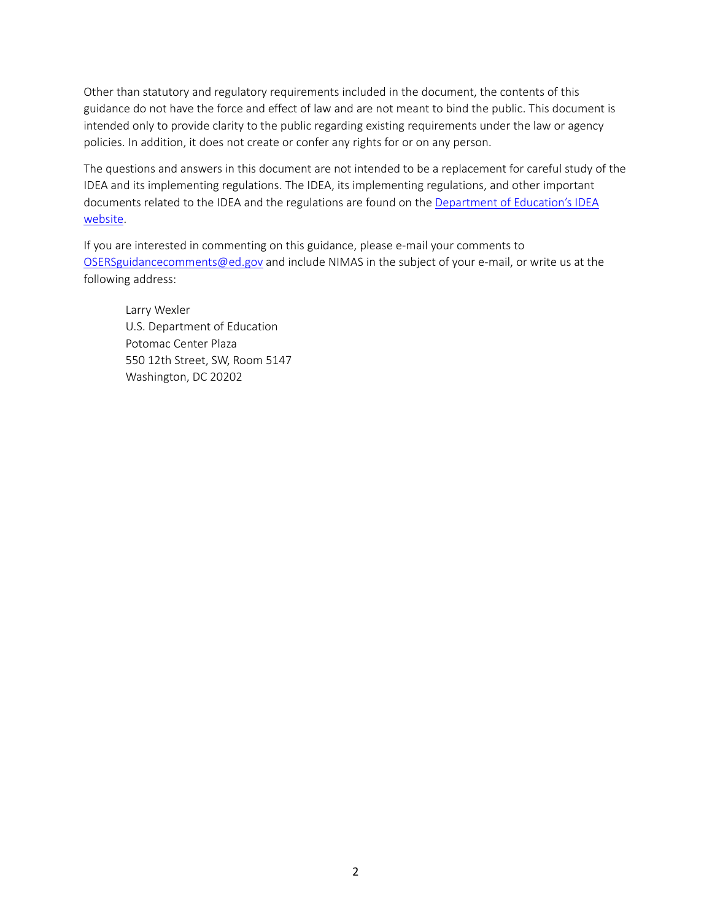Other than statutory and regulatory requirements included in the document, the contents of this guidance do not have the force and effect of law and are not meant to bind the public. This document is intended only to provide clarity to the public regarding existing requirements under the law or agency policies. In addition, it does not create or confer any rights for or on any person.

The questions and answers in this document are not intended to be a replacement for careful study of the IDEA and its implementing regulations. The IDEA, its implementing regulations, and other important documents related to the IDEA and the regulations are found on the Department of Education's IDEA website.

If you are interested in commenting on this guidance, please e-mail your comments to OSERSguidancecomments@ed.gov and include NIMAS in the subject of your e-mail, or write us at the following address:

Larry Wexler
U.S. Department of Education
Potomac Center Plaza
550 12th Street, SW, Room 5147
Washington, DC 20202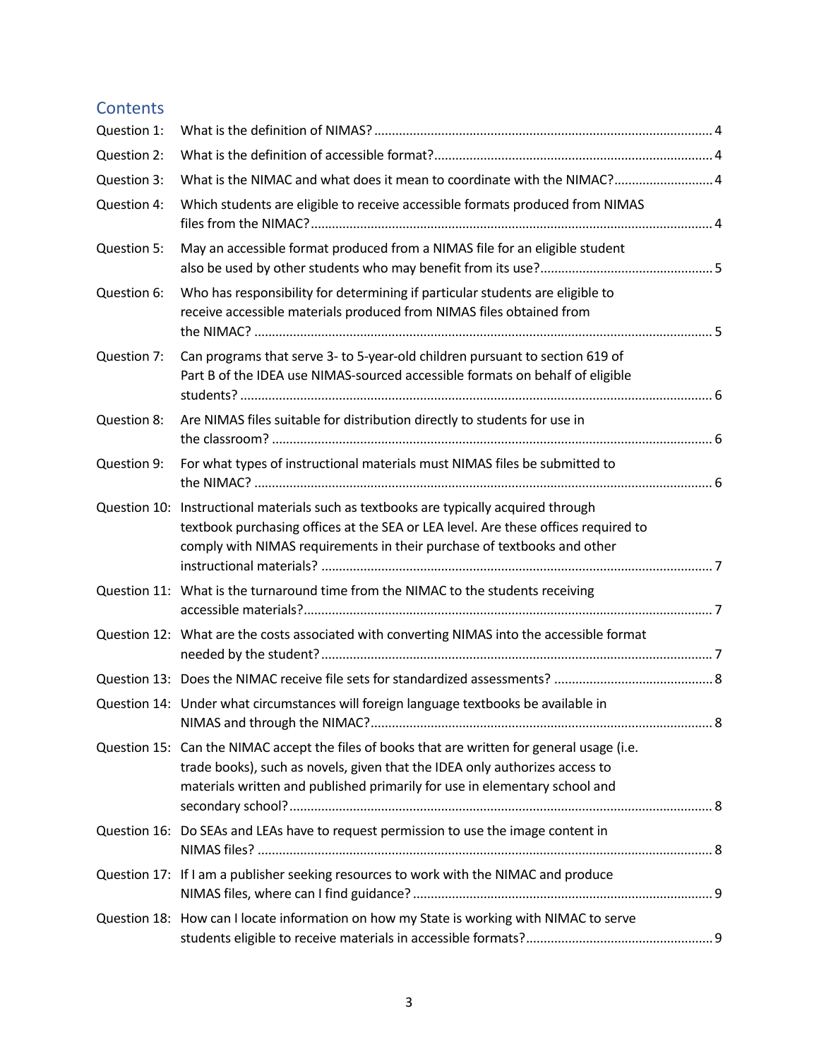## Contents

| | | |
|---|---|---|
| Question 1: | What is the definition of NIMAS? | 4 |
| Question 2: | What is the definition of accessible format? | 4 |
| Question 3: | What is the NIMAC and what does it mean to coordinate with the NIMAC? | 4 |
| Question 4: | Which students are eligible to receive accessible formats produced from NIMAS files from the NIMAC? | 4 |
| Question 5: | May an accessible format produced from a NIMAS file for an eligible student also be used by other students who may benefit from its use? | 5 |
| Question 6: | Who has responsibility for determining if particular students are eligible to receive accessible materials produced from NIMAS files obtained from the NIMAC? | 5 |
| Question 7: | Can programs that serve 3- to 5-year-old children pursuant to section 619 of Part B of the IDEA use NIMAS-sourced accessible formats on behalf of eligible students? | 6 |
| Question 8: | Are NIMAS files suitable for distribution directly to students for use in the classroom? | 6 |
| Question 9: | For what types of instructional materials must NIMAS files be submitted to the NIMAC? | 6 |
| Question 10: | Instructional materials such as textbooks are typically acquired through textbook purchasing offices at the SEA or LEA level. Are these offices required to comply with NIMAS requirements in their purchase of textbooks and other instructional materials? | 7 |
| Question 11: | What is the turnaround time from the NIMAC to the students receiving accessible materials? | 7 |
| Question 12: | What are the costs associated with converting NIMAS into the accessible format needed by the student? | 7 |
| Question 13: | Does the NIMAC receive file sets for standardized assessments? | 8 |
| Question 14: | Under what circumstances will foreign language textbooks be available in NIMAS and through the NIMAC? | 8 |
| Question 15: | Can the NIMAC accept the files of books that are written for general usage (i.e. trade books), such as novels, given that the IDEA only authorizes access to materials written and published primarily for use in elementary school and secondary school? | 8 |
| Question 16: | Do SEAs and LEAs have to request permission to use the image content in NIMAS files? | 8 |
| Question 17: | If I am a publisher seeking resources to work with the NIMAC and produce NIMAS files, where can I find guidance? | 9 |
| Question 18: | How can I locate information on how my State is working with NIMAC to serve students eligible to receive materials in accessible formats? | 9 |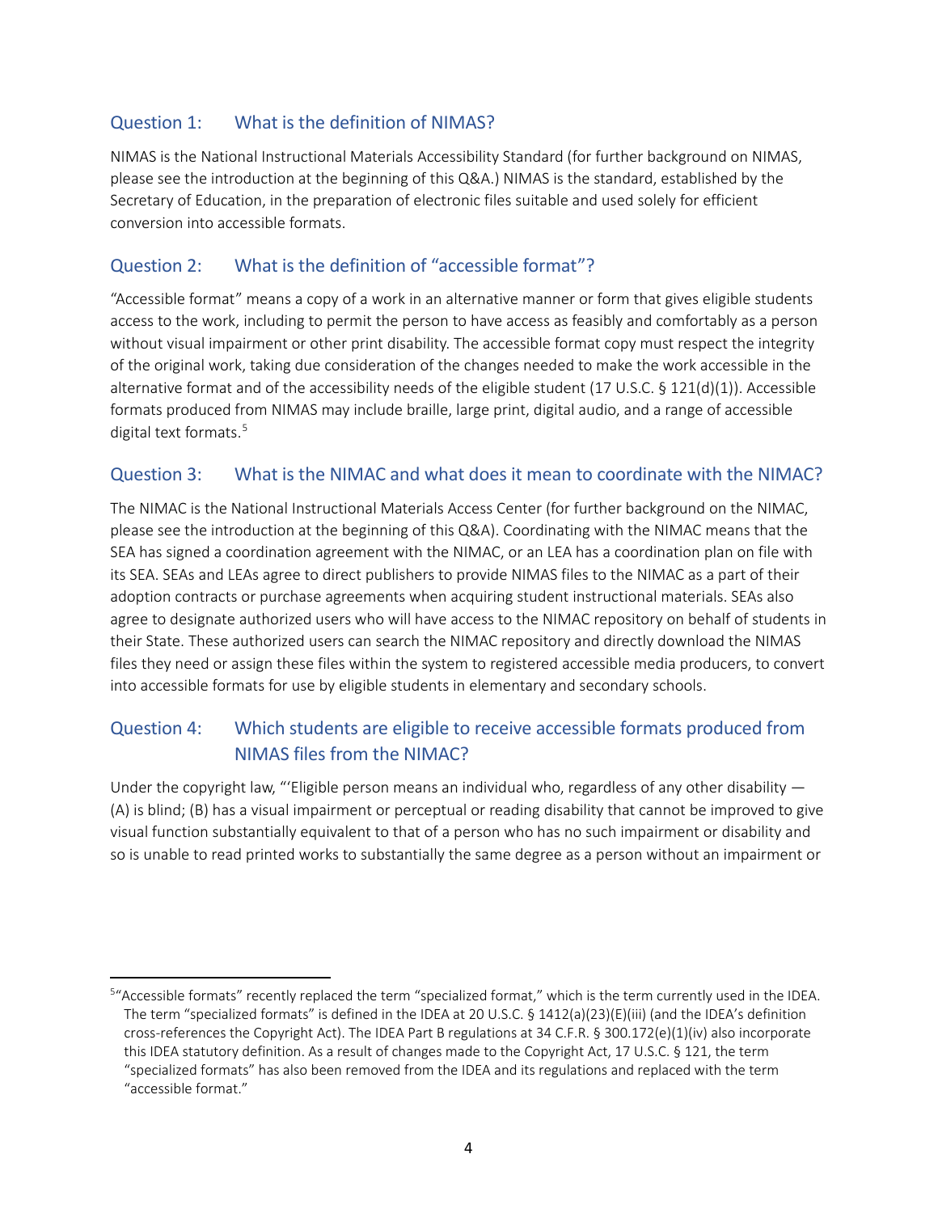## Question 1: What is the definition of NIMAS?

NIMAS is the National Instructional Materials Accessibility Standard (for further background on NIMAS, please see the introduction at the beginning of this Q&A.) NIMAS is the standard, established by the Secretary of Education, in the preparation of electronic files suitable and used solely for efficient conversion into accessible formats.

## Question 2: What is the definition of "accessible format"?

"Accessible format" means a copy of a work in an alternative manner or form that gives eligible students access to the work, including to permit the person to have access as feasibly and comfortably as a person without visual impairment or other print disability. The accessible format copy must respect the integrity of the original work, taking due consideration of the changes needed to make the work accessible in the alternative format and of the accessibility needs of the eligible student (17 U.S.C. § 121(d)(1)). Accessible formats produced from NIMAS may include braille, large print, digital audio, and a range of accessible digital text formats.[5]

## Question 3: What is the NIMAC and what does it mean to coordinate with the NIMAC?

The NIMAC is the National Instructional Materials Access Center (for further background on the NIMAC, please see the introduction at the beginning of this Q&A). Coordinating with the NIMAC means that the SEA has signed a coordination agreement with the NIMAC, or an LEA has a coordination plan on file with its SEA. SEAs and LEAs agree to direct publishers to provide NIMAS files to the NIMAC as a part of their adoption contracts or purchase agreements when acquiring student instructional materials. SEAs also agree to designate authorized users who will have access to the NIMAC repository on behalf of students in their State. These authorized users can search the NIMAC repository and directly download the NIMAS files they need or assign these files within the system to registered accessible media producers, to convert into accessible formats for use by eligible students in elementary and secondary schools.

## Question 4: Which students are eligible to receive accessible formats produced from NIMAS files from the NIMAC?

Under the copyright law, "'Eligible person means an individual who, regardless of any other disability — (A) is blind; (B) has a visual impairment or perceptual or reading disability that cannot be improved to give visual function substantially equivalent to that of a person who has no such impairment or disability and so is unable to read printed works to substantially the same degree as a person without an impairment or

---

[5] "Accessible formats" recently replaced the term "specialized format," which is the term currently used in the IDEA. The term "specialized formats" is defined in the IDEA at 20 U.S.C. § 1412(a)(23)(E)(iii) (and the IDEA's definition cross-references the Copyright Act). The IDEA Part B regulations at 34 C.F.R. § 300.172(e)(1)(iv) also incorporate this IDEA statutory definition. As a result of changes made to the Copyright Act, 17 U.S.C. § 121, the term "specialized formats" has also been removed from the IDEA and its regulations and replaced with the term "accessible format."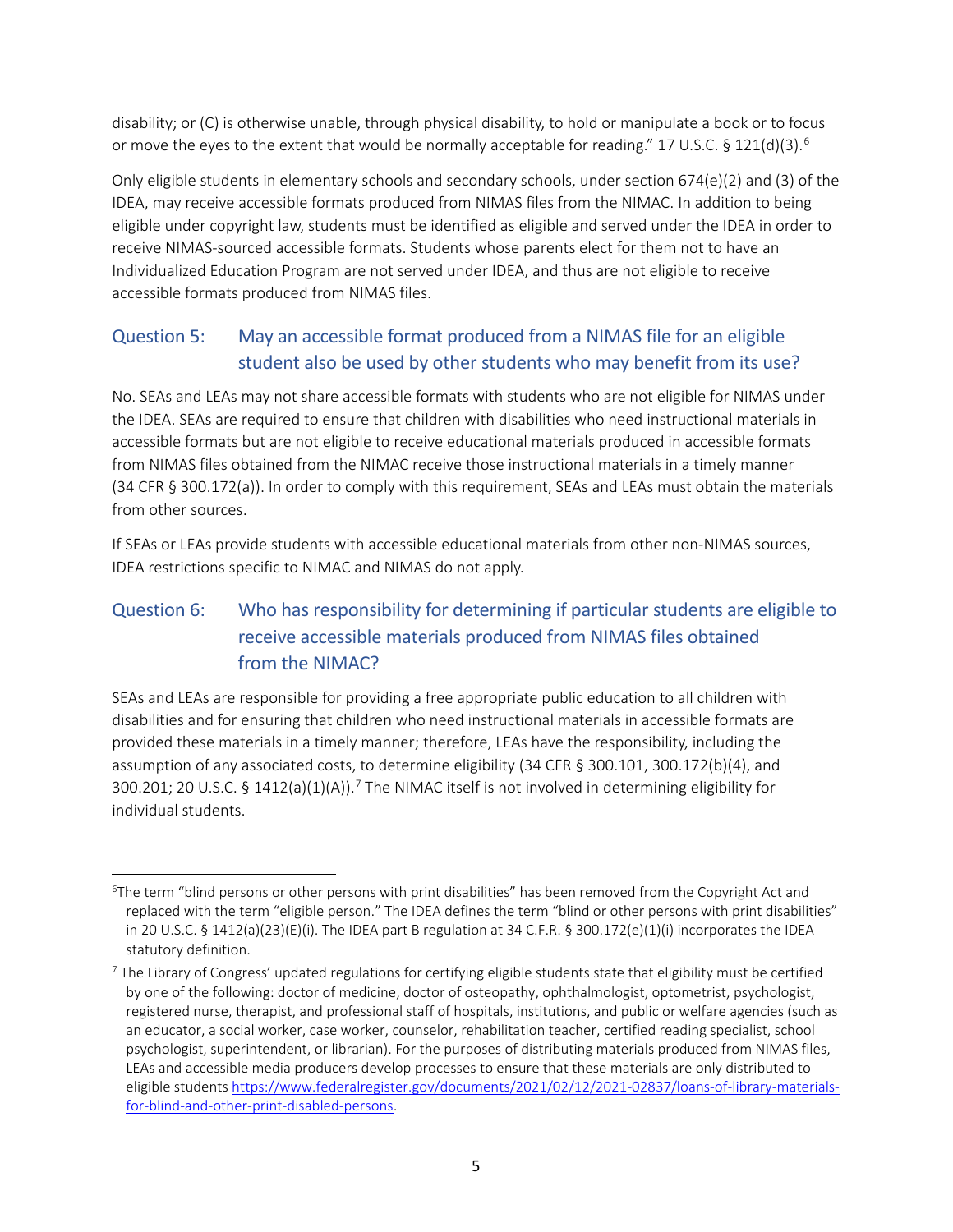disability; or (C) is otherwise unable, through physical disability, to hold or manipulate a book or to focus or move the eyes to the extent that would be normally acceptable for reading." 17 U.S.C. § 121(d)(3).[6]

Only eligible students in elementary schools and secondary schools, under section 674(e)(2) and (3) of the IDEA, may receive accessible formats produced from NIMAS files from the NIMAC. In addition to being eligible under copyright law, students must be identified as eligible and served under the IDEA in order to receive NIMAS-sourced accessible formats. Students whose parents elect for them not to have an Individualized Education Program are not served under IDEA, and thus are not eligible to receive accessible formats produced from NIMAS files.

## Question 5: May an accessible format produced from a NIMAS file for an eligible student also be used by other students who may benefit from its use?

No. SEAs and LEAs may not share accessible formats with students who are not eligible for NIMAS under the IDEA. SEAs are required to ensure that children with disabilities who need instructional materials in accessible formats but are not eligible to receive educational materials produced in accessible formats from NIMAS files obtained from the NIMAC receive those instructional materials in a timely manner (34 CFR § 300.172(a)). In order to comply with this requirement, SEAs and LEAs must obtain the materials from other sources.

If SEAs or LEAs provide students with accessible educational materials from other non-NIMAS sources, IDEA restrictions specific to NIMAC and NIMAS do not apply.

## Question 6: Who has responsibility for determining if particular students are eligible to receive accessible materials produced from NIMAS files obtained from the NIMAC?

SEAs and LEAs are responsible for providing a free appropriate public education to all children with disabilities and for ensuring that children who need instructional materials in accessible formats are provided these materials in a timely manner; therefore, LEAs have the responsibility, including the assumption of any associated costs, to determine eligibility (34 CFR § 300.101, 300.172(b)(4), and 300.201; 20 U.S.C. § 1412(a)(1)(A)).[7] The NIMAC itself is not involved in determining eligibility for individual students.

---

[6] The term "blind persons or other persons with print disabilities" has been removed from the Copyright Act and replaced with the term "eligible person." The IDEA defines the term "blind or other persons with print disabilities" in 20 U.S.C. § 1412(a)(23)(E)(i). The IDEA part B regulation at 34 C.F.R. § 300.172(e)(1)(i) incorporates the IDEA statutory definition.

[7] The Library of Congress' updated regulations for certifying eligible students state that eligibility must be certified by one of the following: doctor of medicine, doctor of osteopathy, ophthalmologist, optometrist, psychologist, registered nurse, therapist, and professional staff of hospitals, institutions, and public or welfare agencies (such as an educator, a social worker, case worker, counselor, rehabilitation teacher, certified reading specialist, school psychologist, superintendent, or librarian). For the purposes of distributing materials produced from NIMAS files, LEAs and accessible media producers develop processes to ensure that these materials are only distributed to eligible students https://www.federalregister.gov/documents/2021/02/12/2021-02837/loans-of-library-materials-for-blind-and-other-print-disabled-persons.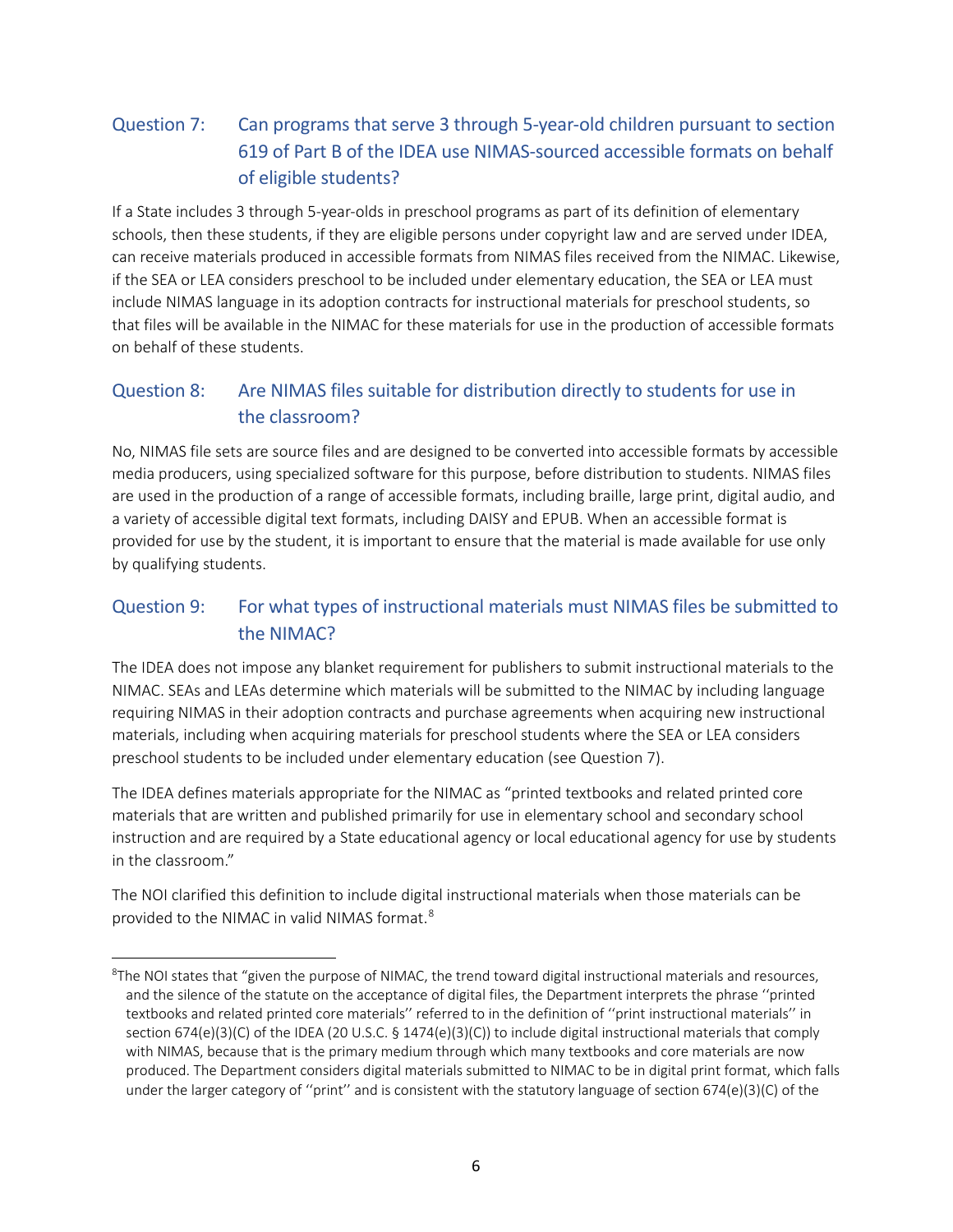## Question 7: Can programs that serve 3 through 5-year-old children pursuant to section 619 of Part B of the IDEA use NIMAS-sourced accessible formats on behalf of eligible students?

If a State includes 3 through 5-year-olds in preschool programs as part of its definition of elementary schools, then these students, if they are eligible persons under copyright law and are served under IDEA, can receive materials produced in accessible formats from NIMAS files received from the NIMAC. Likewise, if the SEA or LEA considers preschool to be included under elementary education, the SEA or LEA must include NIMAS language in its adoption contracts for instructional materials for preschool students, so that files will be available in the NIMAC for these materials for use in the production of accessible formats on behalf of these students.

## Question 8: Are NIMAS files suitable for distribution directly to students for use in the classroom?

No, NIMAS file sets are source files and are designed to be converted into accessible formats by accessible media producers, using specialized software for this purpose, before distribution to students. NIMAS files are used in the production of a range of accessible formats, including braille, large print, digital audio, and a variety of accessible digital text formats, including DAISY and EPUB. When an accessible format is provided for use by the student, it is important to ensure that the material is made available for use only by qualifying students.

## Question 9: For what types of instructional materials must NIMAS files be submitted to the NIMAC?

The IDEA does not impose any blanket requirement for publishers to submit instructional materials to the NIMAC. SEAs and LEAs determine which materials will be submitted to the NIMAC by including language requiring NIMAS in their adoption contracts and purchase agreements when acquiring new instructional materials, including when acquiring materials for preschool students where the SEA or LEA considers preschool students to be included under elementary education (see Question 7).

The IDEA defines materials appropriate for the NIMAC as "printed textbooks and related printed core materials that are written and published primarily for use in elementary school and secondary school instruction and are required by a State educational agency or local educational agency for use by students in the classroom."

The NOI clarified this definition to include digital instructional materials when those materials can be provided to the NIMAC in valid NIMAS format.[8]

---

[8]The NOI states that "given the purpose of NIMAC, the trend toward digital instructional materials and resources, and the silence of the statute on the acceptance of digital files, the Department interprets the phrase ''printed textbooks and related printed core materials'' referred to in the definition of ''print instructional materials'' in section 674(e)(3)(C) of the IDEA (20 U.S.C. § 1474(e)(3)(C)) to include digital instructional materials that comply with NIMAS, because that is the primary medium through which many textbooks and core materials are now produced. The Department considers digital materials submitted to NIMAC to be in digital print format, which falls under the larger category of ''print'' and is consistent with the statutory language of section 674(e)(3)(C) of the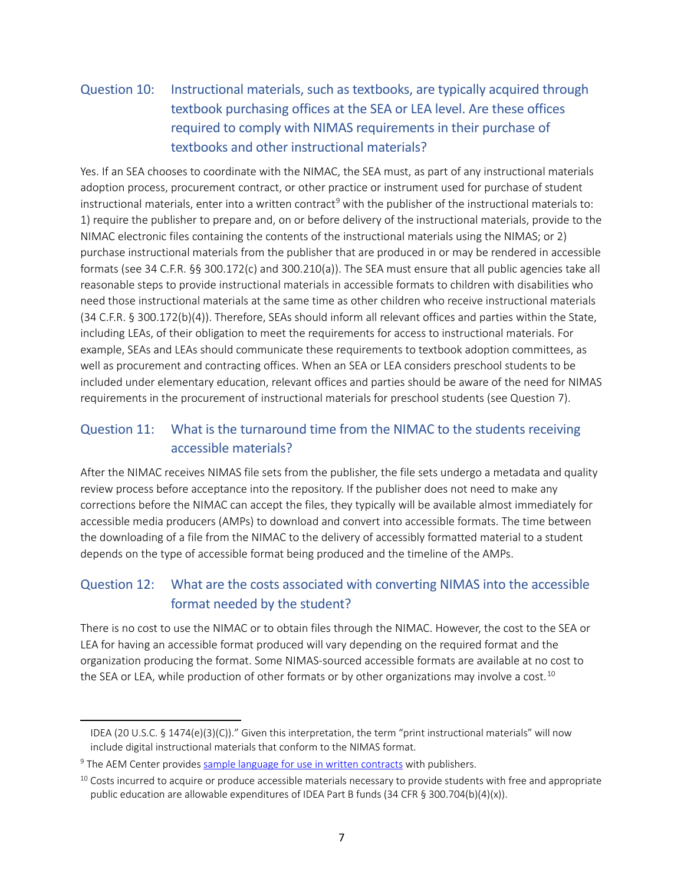## Question 10: Instructional materials, such as textbooks, are typically acquired through textbook purchasing offices at the SEA or LEA level. Are these offices required to comply with NIMAS requirements in their purchase of textbooks and other instructional materials?

Yes. If an SEA chooses to coordinate with the NIMAC, the SEA must, as part of any instructional materials adoption process, procurement contract, or other practice or instrument used for purchase of student instructional materials, enter into a written contract[9] with the publisher of the instructional materials to: 1) require the publisher to prepare and, on or before delivery of the instructional materials, provide to the NIMAC electronic files containing the contents of the instructional materials using the NIMAS; or 2) purchase instructional materials from the publisher that are produced in or may be rendered in accessible formats (see 34 C.F.R. §§ 300.172(c) and 300.210(a)). The SEA must ensure that all public agencies take all reasonable steps to provide instructional materials in accessible formats to children with disabilities who need those instructional materials at the same time as other children who receive instructional materials (34 C.F.R. § 300.172(b)(4)). Therefore, SEAs should inform all relevant offices and parties within the State, including LEAs, of their obligation to meet the requirements for access to instructional materials. For example, SEAs and LEAs should communicate these requirements to textbook adoption committees, as well as procurement and contracting offices. When an SEA or LEA considers preschool students to be included under elementary education, relevant offices and parties should be aware of the need for NIMAS requirements in the procurement of instructional materials for preschool students (see Question 7).

## Question 11: What is the turnaround time from the NIMAC to the students receiving accessible materials?

After the NIMAC receives NIMAS file sets from the publisher, the file sets undergo a metadata and quality review process before acceptance into the repository. If the publisher does not need to make any corrections before the NIMAC can accept the files, they typically will be available almost immediately for accessible media producers (AMPs) to download and convert into accessible formats. The time between the downloading of a file from the NIMAC to the delivery of accessibly formatted material to a student depends on the type of accessible format being produced and the timeline of the AMPs.

## Question 12: What are the costs associated with converting NIMAS into the accessible format needed by the student?

There is no cost to use the NIMAC or to obtain files through the NIMAC. However, the cost to the SEA or LEA for having an accessible format produced will vary depending on the required format and the organization producing the format. Some NIMAS-sourced accessible formats are available at no cost to the SEA or LEA, while production of other formats or by other organizations may involve a cost.[10]

---

IDEA (20 U.S.C. § 1474(e)(3)(C))." Given this interpretation, the term "print instructional materials" will now include digital instructional materials that conform to the NIMAS format.

[9] The AEM Center provides sample language for use in written contracts with publishers.

[10] Costs incurred to acquire or produce accessible materials necessary to provide students with free and appropriate public education are allowable expenditures of IDEA Part B funds (34 CFR § 300.704(b)(4)(x)).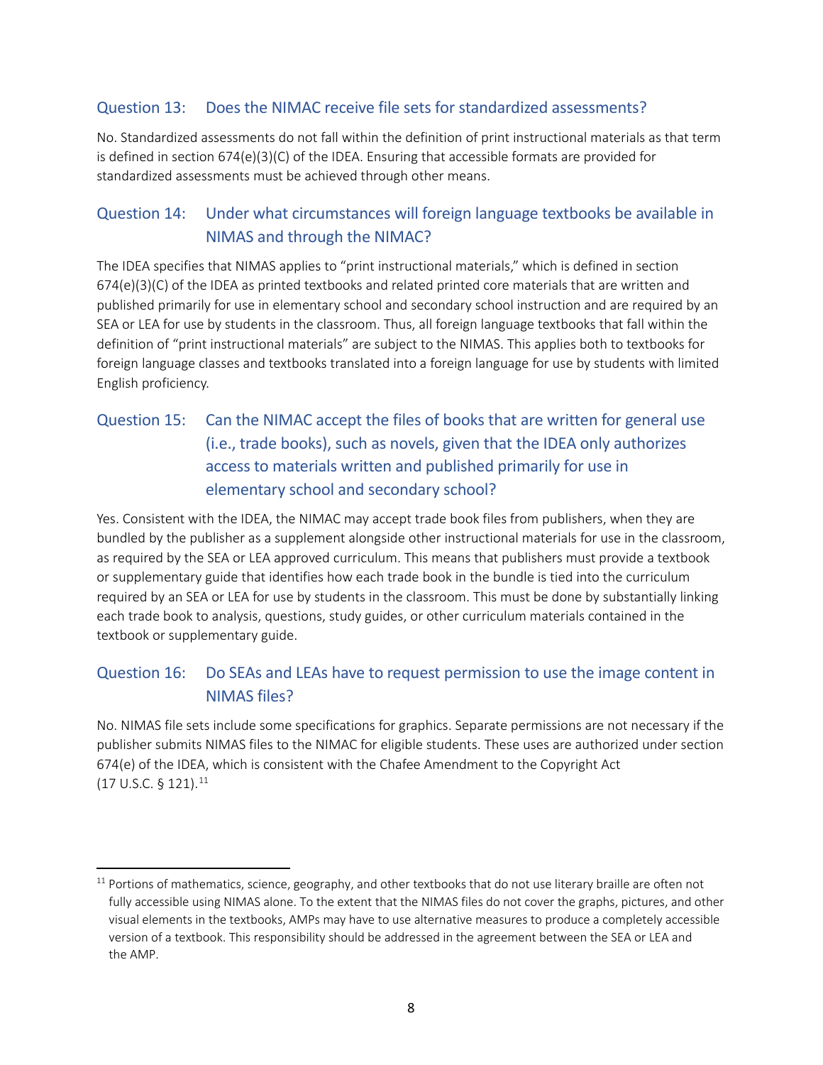### Question 13: Does the NIMAC receive file sets for standardized assessments?

No. Standardized assessments do not fall within the definition of print instructional materials as that term is defined in section 674(e)(3)(C) of the IDEA. Ensuring that accessible formats are provided for standardized assessments must be achieved through other means.

### Question 14: Under what circumstances will foreign language textbooks be available in NIMAS and through the NIMAC?

The IDEA specifies that NIMAS applies to "print instructional materials," which is defined in section 674(e)(3)(C) of the IDEA as printed textbooks and related printed core materials that are written and published primarily for use in elementary school and secondary school instruction and are required by an SEA or LEA for use by students in the classroom. Thus, all foreign language textbooks that fall within the definition of "print instructional materials" are subject to the NIMAS. This applies both to textbooks for foreign language classes and textbooks translated into a foreign language for use by students with limited English proficiency.

### Question 15: Can the NIMAC accept the files of books that are written for general use (i.e., trade books), such as novels, given that the IDEA only authorizes access to materials written and published primarily for use in elementary school and secondary school?

Yes. Consistent with the IDEA, the NIMAC may accept trade book files from publishers, when they are bundled by the publisher as a supplement alongside other instructional materials for use in the classroom, as required by the SEA or LEA approved curriculum. This means that publishers must provide a textbook or supplementary guide that identifies how each trade book in the bundle is tied into the curriculum required by an SEA or LEA for use by students in the classroom. This must be done by substantially linking each trade book to analysis, questions, study guides, or other curriculum materials contained in the textbook or supplementary guide.

### Question 16: Do SEAs and LEAs have to request permission to use the image content in NIMAS files?

No. NIMAS file sets include some specifications for graphics. Separate permissions are not necessary if the publisher submits NIMAS files to the NIMAC for eligible students. These uses are authorized under section 674(e) of the IDEA, which is consistent with the Chafee Amendment to the Copyright Act (17 U.S.C. § 121).[11]

---

[11] Portions of mathematics, science, geography, and other textbooks that do not use literary braille are often not fully accessible using NIMAS alone. To the extent that the NIMAS files do not cover the graphs, pictures, and other visual elements in the textbooks, AMPs may have to use alternative measures to produce a completely accessible version of a textbook. This responsibility should be addressed in the agreement between the SEA or LEA and the AMP.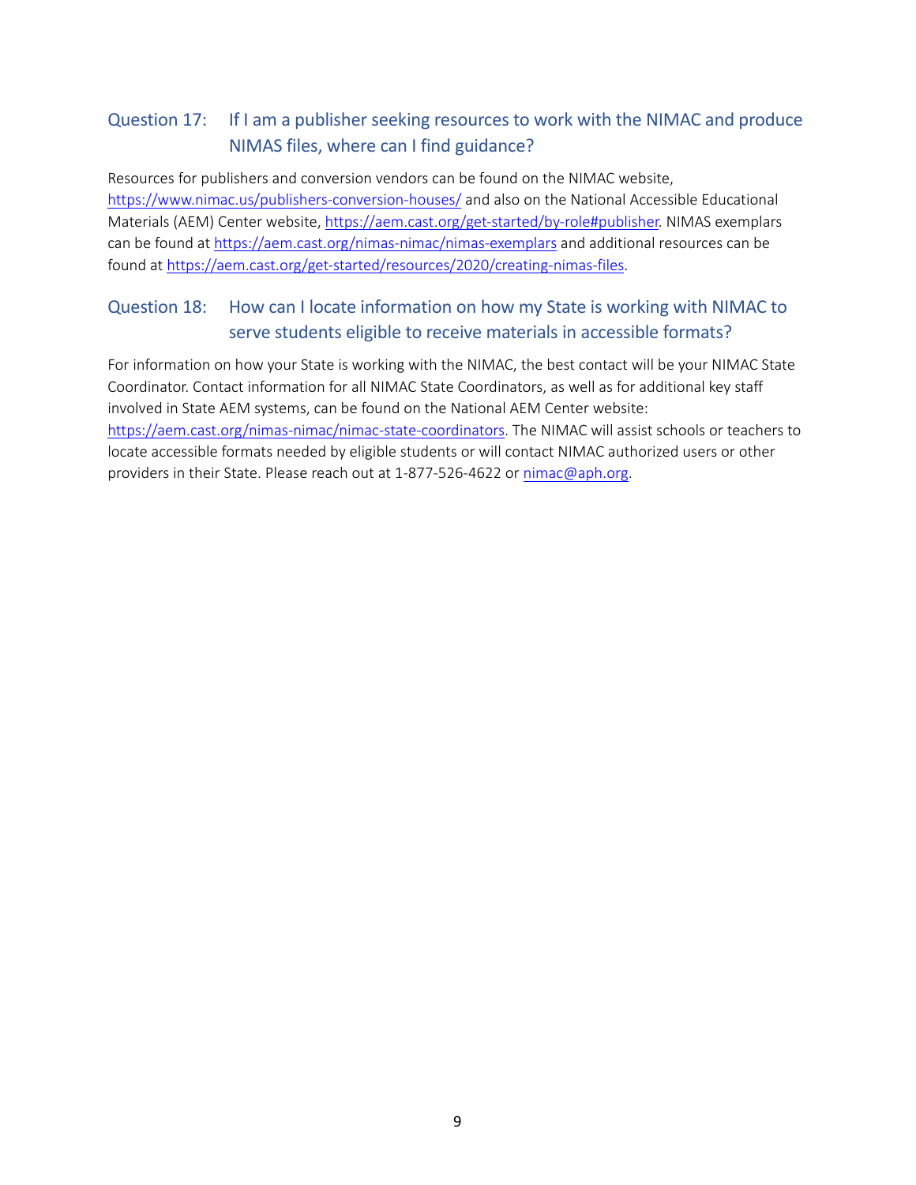## Question 17: If I am a publisher seeking resources to work with the NIMAC and produce NIMAS files, where can I find guidance?

Resources for publishers and conversion vendors can be found on the NIMAC website, https://www.nimac.us/publishers-conversion-houses/ and also on the National Accessible Educational Materials (AEM) Center website, https://aem.cast.org/get-started/by-role#publisher. NIMAS exemplars can be found at https://aem.cast.org/nimas-nimac/nimas-exemplars and additional resources can be found at https://aem.cast.org/get-started/resources/2020/creating-nimas-files.

## Question 18: How can I locate information on how my State is working with NIMAC to serve students eligible to receive materials in accessible formats?

For information on how your State is working with the NIMAC, the best contact will be your NIMAC State Coordinator. Contact information for all NIMAC State Coordinators, as well as for additional key staff involved in State AEM systems, can be found on the National AEM Center website: https://aem.cast.org/nimas-nimac/nimac-state-coordinators. The NIMAC will assist schools or teachers to locate accessible formats needed by eligible students or will contact NIMAC authorized users or other providers in their State. Please reach out at 1-877-526-4622 or nimac@aph.org.